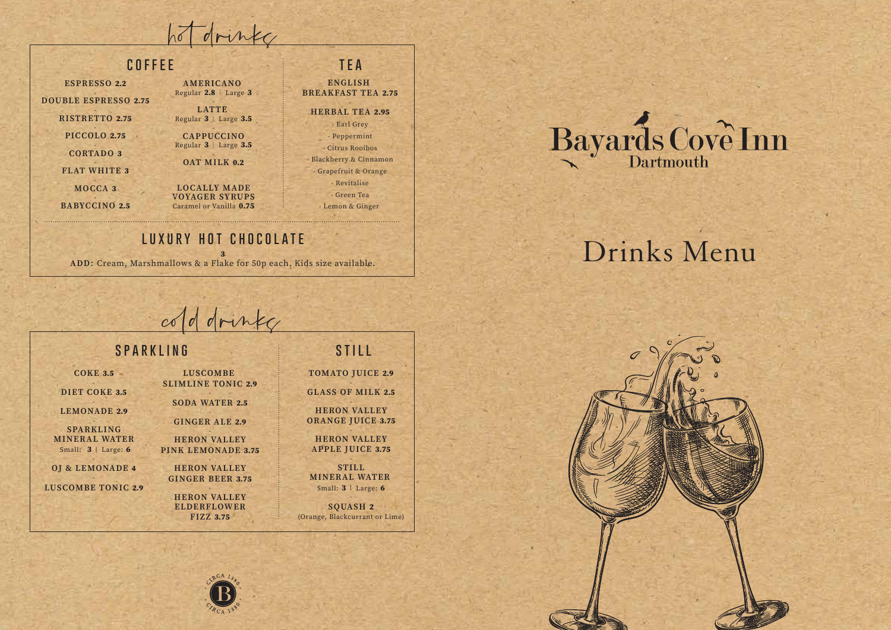# Bayards Cove Inn

Dartmouth

# Drinks Menu

## hot drinks

### COFFEE

**ESPRESSO 2.2**

**DOUBLE ESPRESSO 2.75**

**RISTRETTO 2.75**

**PICCOLO 2.75**

**CORTADO 3**

**FLAT WHITE 3**

**MOCCA 3**

**BABYCCINO 2.5**

**AMERICANO**
Regular **2.8** | Large **3**

**LATTE**
Regular **3** | Large **3.5**

**CAPPUCCINO**
Regular **3** | Large **3.5**

**OAT MILK 0.2**

**LOCALLY MADE VOYAGER SYRUPS**
Caramel or Vanilla **0.75**

### TEA

**ENGLISH BREAKFAST TEA 2.75**

**HERBAL TEA 2.95**
- Earl Grey
- Peppermint
- Citrus Rooibos
- Blackberry & Cinnamon
- Grapefruit & Orange
- Revitalise
- Green Tea
- Lemon & Ginger

### LUXURY HOT CHOCOLATE

**3**

**ADD:** Cream, Marshmallows & a Flake for 50p each. Kids size available.

## cold drinks

### SPARKLING

**COKE 3.5**

**DIET COKE 3.5**

**LEMONADE 2.9**

**SPARKLING MINERAL WATER**
Small: **3** | Large: **6**

**OJ & LEMONADE 4**

**LUSCOMBE TONIC 2.9**

**LUSCOMBE SLIMLINE TONIC 2.9**

**SODA WATER 2.5**

**GINGER ALE 2.9**

**HERON VALLEY PINK LEMONADE 3.75**

**HERON VALLEY GINGER BEER 3.75**

**HERON VALLEY ELDERFLOWER FIZZ 3.75**

### STILL

**TOMATO JUICE 2.9**

**GLASS OF MILK 2.5**

**HERON VALLEY ORANGE JUICE 3.75**

**HERON VALLEY APPLE JUICE 3.75**

**STILL MINERAL WATER**
Small: **3** | Large: **6**

**SQUASH 2**
(Orange, Blackcurrant or Lime)

CIRCA 1380 · B · CIRCA 1380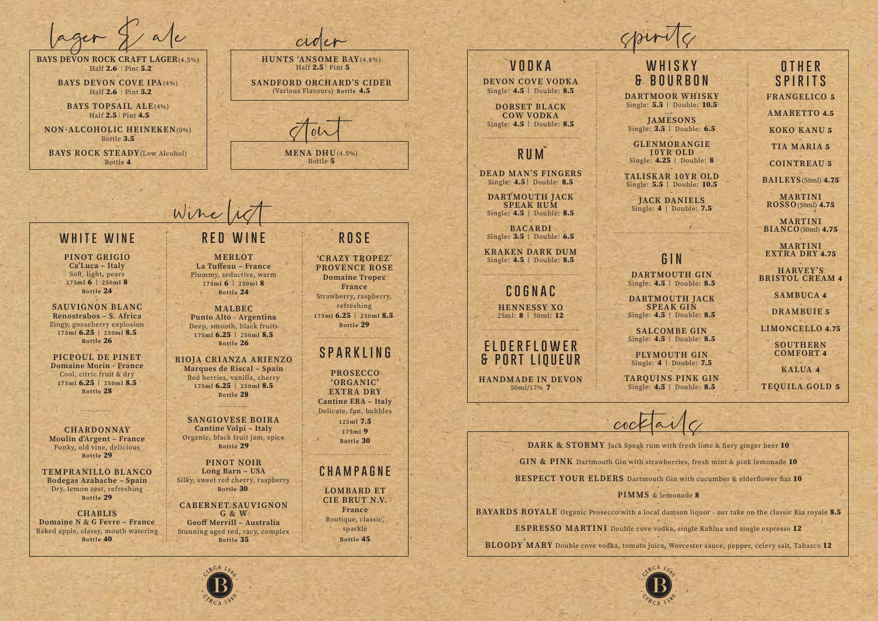# lager & ale

**BAYS DEVON ROCK CRAFT LAGER** (4.5%)
Half **2.6** | Pint **5.2**

**BAYS DEVON COVE IPA** (4%)
Half **2.6** | Pint **5.2**

**BAYS TOPSAIL ALE** (4%)
Half **2.5** | Pint **4.5**

**NON-ALCOHOLIC HEINEKEN** (0%)
Bottle **3.5**

**BAYS ROCK STEADY** (Low Alcohol)
Bottle **4**

# cider

**HUNTS 'ANSOME BAY** (4.8%)
Half **2.5** | Pint **5**

**SANDFORD ORCHARD'S CIDER**
(Various Flavours) Bottle **4.5**

# stout

**MENA DHU** (4.5%)
Bottle **5**

# Wine list

## WHITE WINE

**PINOT GRIGIO**
**Ca'Luca – Italy**
Soft, light, pears
175ml **6** | 250ml **8**
Bottle **24**

**SAUVIGNON BLANC**
**Renostrabos – S. Africa**
Zingy, gooseberry explosion
175ml **6.25** | 250ml **8.5**
Bottle **26**

**PICPOUL DE PINET**
**Domaine Morin - France**
Cool, citric fruit & dry
175ml **6.25** | 250ml **8.5**
Bottle **28**

**CHARDONNAY**
**Moulin d'Argent – France**
Funky, old vine, delicious
Bottle **29**

**TEMPRANILLO BLANCO**
**Bodegas Azabache – Spain**
Dry, lemon zest, refreshing
Bottle **29**

**CHABLIS**
**Domaine N & G Fevre – France**
Baked apple, classy, mouth watering
Bottle **40**

## RED WINE

**MERLOT**
**La Tuffeau – France**
Plummy, seductive, warm
175ml **6** | 250ml **8**
Bottle **24**

**MALBEC**
**Punto Alto - Argentina**
Deep, smooth, black fruits
175ml **6.25** | 250ml **8.5**
Bottle **26**

**RIOJA CRIANZA ARIENZO**
**Marques de Riscal – Spain**
Red berries, vanilla, cherry
175ml **6.25** | 250ml **8.5**
Bottle **28**

**SANGIOVESE BOIRA**
**Cantine Volpi – Italy**
Organic, black fruit jam, spice
Bottle **29**

**PINOT NOIR**
**Long Barn – USA**
Silky, sweet red cherry, raspberry
Bottle **30**

**CABERNET SAUVIGNON G & W**
**Geoff Merrill – Australia**
Stunning aged red, racy, complex
Bottle **35**

## ROSE

**'CRAZY TROPEZ' PROVENCE ROSE**
**Domaine Tropez France**
Strawberry, raspberry, refreshing
175ml **6.25** | 250ml **8.5**
Bottle **29**

## SPARKLING

**PROSECCO 'ORGANIC' EXTRA DRY**
**Cantine ERA – Italy**
Delicate, fun, bubbles
125ml **7.5**
175ml **9**
Bottle **30**

## CHAMPAGNE

**LOMBARD ET CIE BRUT N.V.**
**France**
Boutique, classic, sparkle
Bottle **45**

# spirits

## VODKA

**DEVON COVE VODKA**
Single: **4.5** | Double: **8.5**

**DORSET BLACK COW VODKA**
Single: **4.5** | Double: **8.5**

## RUM

**DEAD MAN'S FINGERS**
Single: **4.5** | Double: **8.5**

**DARTMOUTH JACK SPEAK RUM**
Single: **4.5** | Double: **8.5**

**BACARDI**
Single: **3.5** | Double: **6.5**

**KRAKEN DARK DUM**
Single: **4.5** | Double: **8.5**

## COGNAC

**HENNESSY XO**
25ml: **8** | 50ml: **12**

## ELDERFLOWER & PORT LIQUEUR

**HANDMADE IN DEVON**
50ml/17% **7**

## WHISKY & BOURBON

**DARTMOOR WHISKY**
Single: **5.5** | Double: **10.5**

**JAMESONS**
Single: **3.5** | Double: **6.5**

**GLENMORANGIE 10YR OLD**
Single: **4.25** | Double: **8**

**TALISKAR 10YR OLD**
Single: **5.5** | Double: **10.5**

**JACK DANIELS**
Single: **4** | Double: **7.5**

## GIN

**DARTMOUTH GIN**
Single: **4.5** | Double: **8.5**

**DARTMOUTH JACK SPEAK GIN**
Single: **4.5** | Double: **8.5**

**SALCOMBE GIN**
Single: **4.5** | Double: **8.5**

**PLYMOUTH GIN**
Single: **4** | Double: **7.5**

**TARQUINS PINK GIN**
Single: **4.5** | Double: **8.5**

## OTHER SPIRITS

**FRANGELICO 5**

**AMARETTO 4.5**

**KOKO KANU 5**

**TIA MARIA 5**

**COINTREAU 5**

**BAILEYS** (50ml) **4.75**

**MARTINI ROSSO** (50ml) **4.75**

**MARTINI BIANCO** (50ml) **4.75**

**MARTINI EXTRA DRY 4.75**

**HARVEY'S BRISTOL CREAM 4**

**SAMBUCA 4**

**DRAMBUIE 5**

**LIMONCELLO 4.75**

**SOUTHERN COMFORT 4**

**KALUA 4**

**TEQUILA GOLD 5**

# cocktails

**DARK & STORMY** Jack Speak rum with fresh lime & fiery ginger beer **10**

**GIN & PINK** Dartmouth Gin with strawberries, fresh mint & pink lemonade **10**

**RESPECT YOUR ELDERS** Dartmouth Gin with cucumber & elderflower fizz **10**

**PIMMS** & lemonade **8**

**BAYARDS ROYALE** Organic Prosecco with a local damson liquor - our take on the classic Kia royale **8.5**

**ESPRESSO MARTINI** Double cove vodka, single Kahlua and single espresso **12**

**BLOODY MARY** Double cove vodka, tomato juice, Worcester sauce, pepper, celery salt, Tabasco **12**

CIRCA 1380 B CIRCA 1380

CIRCA 1380 B CIRCA 1380